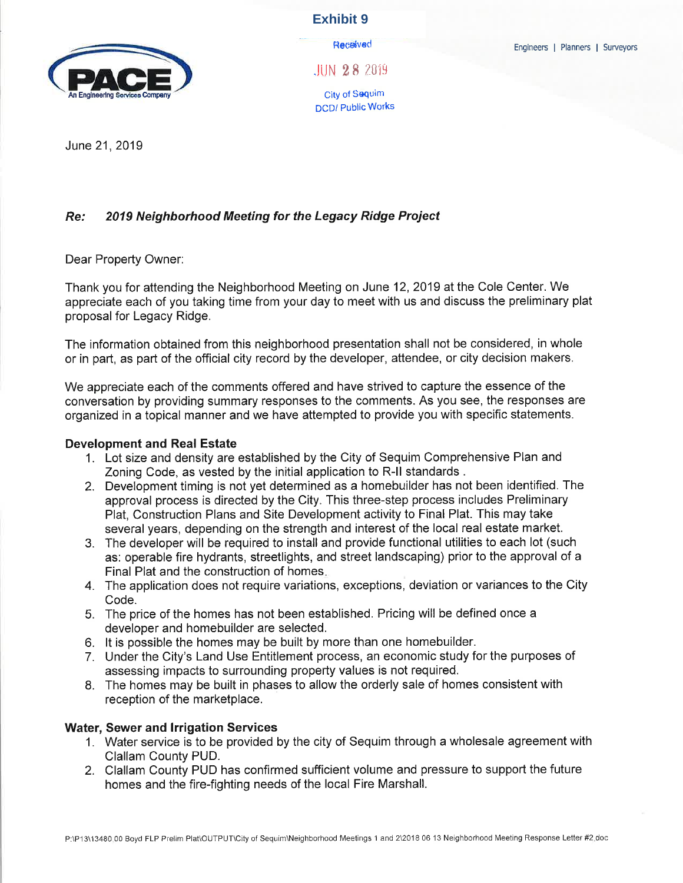**Exhibit 9**

Received

JUN 28 2019

City of Sequim
DCD/ Public Works

PACE
An Engineering Services Company

Engineers | Planners | Surveyors

June 21, 2019

***Re: 2019 Neighborhood Meeting for the Legacy Ridge Project***

Dear Property Owner:

Thank you for attending the Neighborhood Meeting on June 12, 2019 at the Cole Center. We appreciate each of you taking time from your day to meet with us and discuss the preliminary plat proposal for Legacy Ridge.

The information obtained from this neighborhood presentation shall not be considered, in whole or in part, as part of the official city record by the developer, attendee, or city decision makers.

We appreciate each of the comments offered and have strived to capture the essence of the conversation by providing summary responses to the comments. As you see, the responses are organized in a topical manner and we have attempted to provide you with specific statements.

**Development and Real Estate**

1. Lot size and density are established by the City of Sequim Comprehensive Plan and Zoning Code, as vested by the initial application to R-II standards .
2. Development timing is not yet determined as a homebuilder has not been identified. The approval process is directed by the City. This three-step process includes Preliminary Plat, Construction Plans and Site Development activity to Final Plat. This may take several years, depending on the strength and interest of the local real estate market.
3. The developer will be required to install and provide functional utilities to each lot (such as: operable fire hydrants, streetlights, and street landscaping) prior to the approval of a Final Plat and the construction of homes.
4. The application does not require variations, exceptions, deviation or variances to the City Code.
5. The price of the homes has not been established. Pricing will be defined once a developer and homebuilder are selected.
6. It is possible the homes may be built by more than one homebuilder.
7. Under the City's Land Use Entitlement process, an economic study for the purposes of assessing impacts to surrounding property values is not required.
8. The homes may be built in phases to allow the orderly sale of homes consistent with reception of the marketplace.

**Water, Sewer and Irrigation Services**

1. Water service is to be provided by the city of Sequim through a wholesale agreement with Clallam County PUD.
2. Clallam County PUD has confirmed sufficient volume and pressure to support the future homes and the fire-fighting needs of the local Fire Marshall.

P:\P13\13480.00 Boyd FLP Prelim Plat\OUTPUT\City of Sequim\Neighborhood Meetings 1 and 2\2018 06 13 Neighborhood Meeting Response Letter #2.doc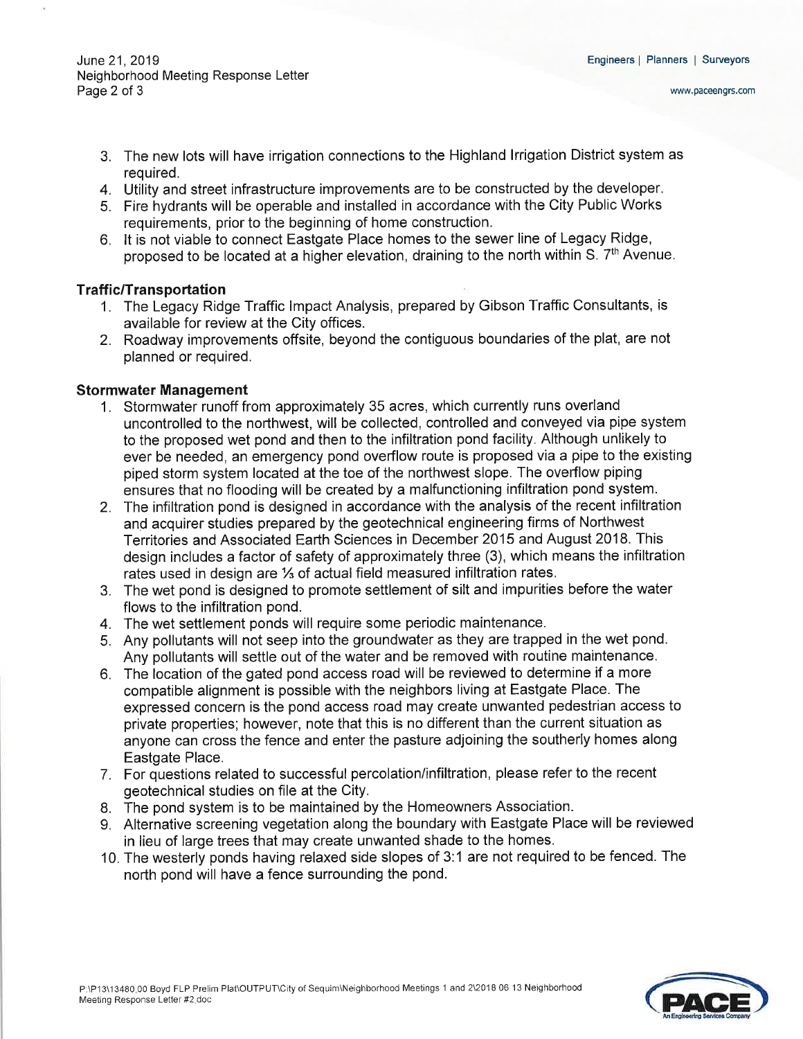3. The new lots will have irrigation connections to the Highland Irrigation District system as required.
4. Utility and street infrastructure improvements are to be constructed by the developer.
5. Fire hydrants will be operable and installed in accordance with the City Public Works requirements, prior to the beginning of home construction.
6. It is not viable to connect Eastgate Place homes to the sewer line of Legacy Ridge, proposed to be located at a higher elevation, draining to the north within S. 7th Avenue.

**Traffic/Transportation**

1. The Legacy Ridge Traffic Impact Analysis, prepared by Gibson Traffic Consultants, is available for review at the City offices.
2. Roadway improvements offsite, beyond the contiguous boundaries of the plat, are not planned or required.

**Stormwater Management**

1. Stormwater runoff from approximately 35 acres, which currently runs overland uncontrolled to the northwest, will be collected, controlled and conveyed via pipe system to the proposed wet pond and then to the infiltration pond facility. Although unlikely to ever be needed, an emergency pond overflow route is proposed via a pipe to the existing piped storm system located at the toe of the northwest slope. The overflow piping ensures that no flooding will be created by a malfunctioning infiltration pond system.
2. The infiltration pond is designed in accordance with the analysis of the recent infiltration and acquirer studies prepared by the geotechnical engineering firms of Northwest Territories and Associated Earth Sciences in December 2015 and August 2018. This design includes a factor of safety of approximately three (3), which means the infiltration rates used in design are ⅓ of actual field measured infiltration rates.
3. The wet pond is designed to promote settlement of silt and impurities before the water flows to the infiltration pond.
4. The wet settlement ponds will require some periodic maintenance.
5. Any pollutants will not seep into the groundwater as they are trapped in the wet pond. Any pollutants will settle out of the water and be removed with routine maintenance.
6. The location of the gated pond access road will be reviewed to determine if a more compatible alignment is possible with the neighbors living at Eastgate Place. The expressed concern is the pond access road may create unwanted pedestrian access to private properties; however, note that this is no different than the current situation as anyone can cross the fence and enter the pasture adjoining the southerly homes along Eastgate Place.
7. For questions related to successful percolation/infiltration, please refer to the recent geotechnical studies on file at the City.
8. The pond system is to be maintained by the Homeowners Association.
9. Alternative screening vegetation along the boundary with Eastgate Place will be reviewed in lieu of large trees that may create unwanted shade to the homes.
10. The westerly ponds having relaxed side slopes of 3:1 are not required to be fenced. The north pond will have a fence surrounding the pond.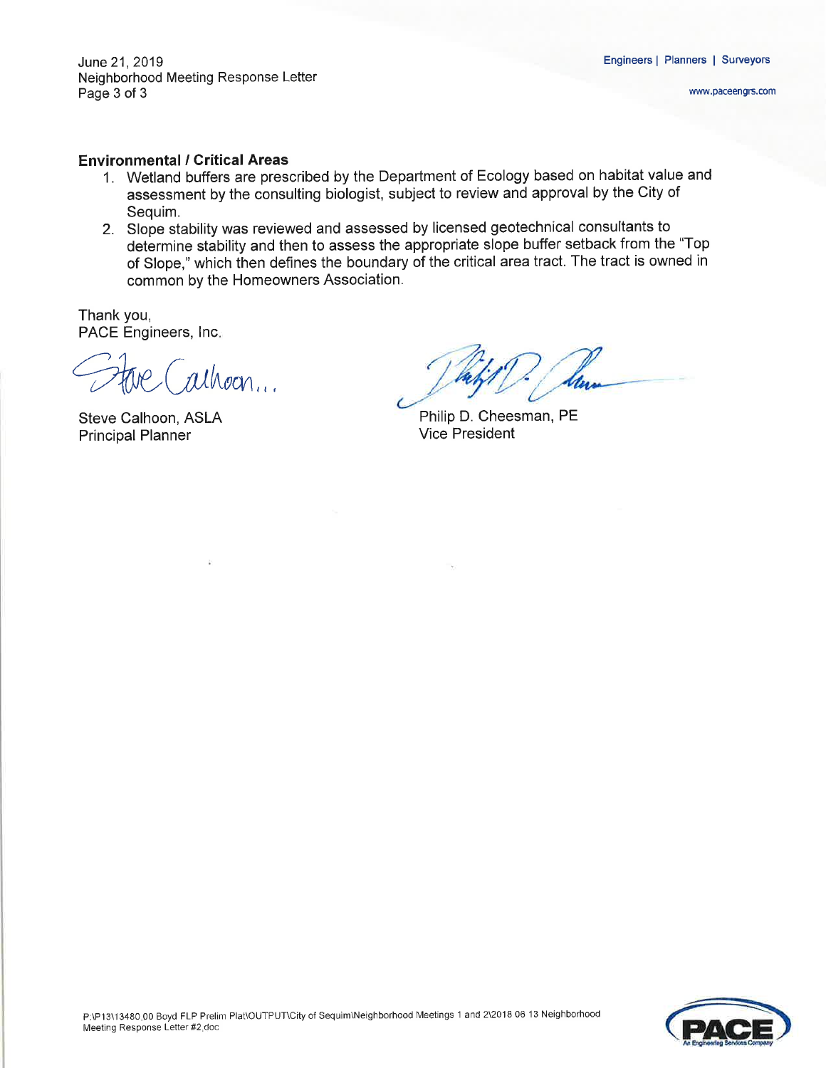**Environmental / Critical Areas**

1. Wetland buffers are prescribed by the Department of Ecology based on habitat value and assessment by the consulting biologist, subject to review and approval by the City of Sequim.
2. Slope stability was reviewed and assessed by licensed geotechnical consultants to determine stability and then to assess the appropriate slope buffer setback from the "Top of Slope," which then defines the boundary of the critical area tract. The tract is owned in common by the Homeowners Association.

Thank you,
PACE Engineers, Inc.

Steve Calhoon, ASLA
Principal Planner

Philip D. Cheesman, PE
Vice President

P:\P13\13480.00 Boyd FLP Prelim Plat\OUTPUT\City of Sequim\Neighborhood Meetings 1 and 2\2018 06 13 Neighborhood Meeting Response Letter #2.doc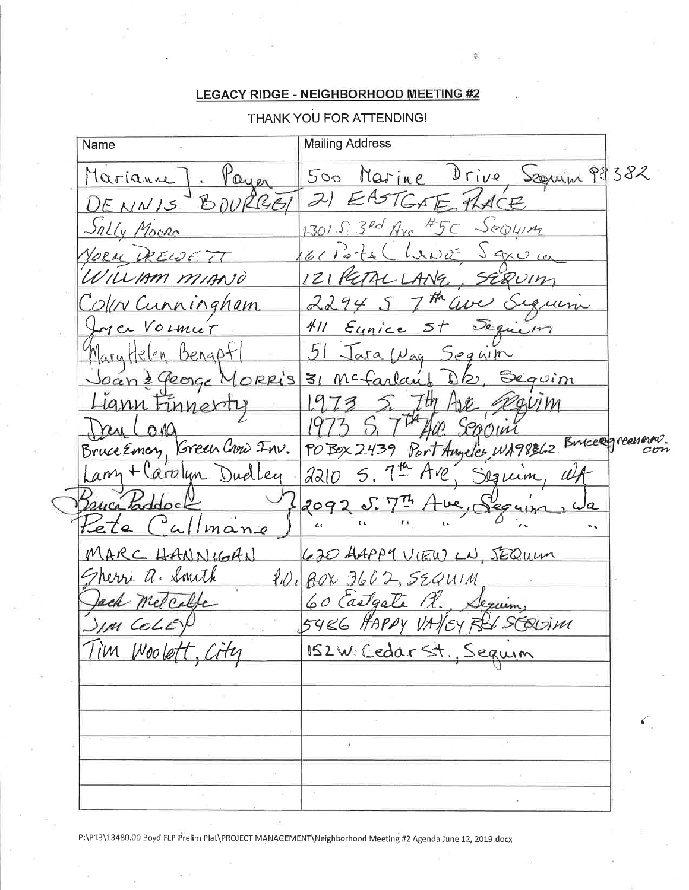## LEGACY RIDGE - NEIGHBORHOOD MEETING #2

THANK YOU FOR ATTENDING!

| Name | Mailing Address |
|---|---|
| Marianne J. Payer | 500 Marine Drive Sequim 98382 |
| DENNIS BOURGET | 21 EASTGATE PLACE |
| Sally Moore | 1301 S. 3rd Ave #5C Sequim |
| NORM DREWETT | 161 Petal Lane, Sequim |
| WILLIAM MIANO | 121 PETAL LANE, SEQUIM |
| Colin Cunningham | 2294 S 7th ave Sequim |
| Joyce Volmut | 411 Eunice St Sequim |
| MaryHelen Benapfl | 51 Jara Way Sequim |
| Joan & George MORRIS | 31 McFarland Dr, Sequim |
| Liann Finnerty | 1973 S. 7th Ave, Sequim |
| Dan Long | 1973 S. 7th Ave. Sequim |
| Bruce Emery, Green Crow Inv. | PO Box 2439 Port Angeles, WA 98362 Bruce@greencrow.com |
| Larry + Carolyn Dudley | 2210 S. 7th Ave, Sequim, WA |
| Bruce Paddock | 2092 S. 7th Ave, Sequim, Wa |
| Pete Cullmane | " " " " " " |
| MARC HANNIGAN | 620 HAPPY VIEW LN, SEQUIM |
| Sherri A. Smith | P.O. BOX 3602, SEQUIM |
| Jack Metcalfe | 60 Eastgate Pl. Sequim |
| JIM COLEY | 5486 HAPPY VALLEY RD SEQUIM |
| Tim Woolett, City | 152 W. Cedar St., Sequim |
| | |
| | |
| | |
| | |
| | |
| | |

P:\P13\13480.00 Boyd FLP Prelim Plat\PROJECT MANAGEMENT\Neighborhood Meeting #2 Agenda June 12, 2019.docx